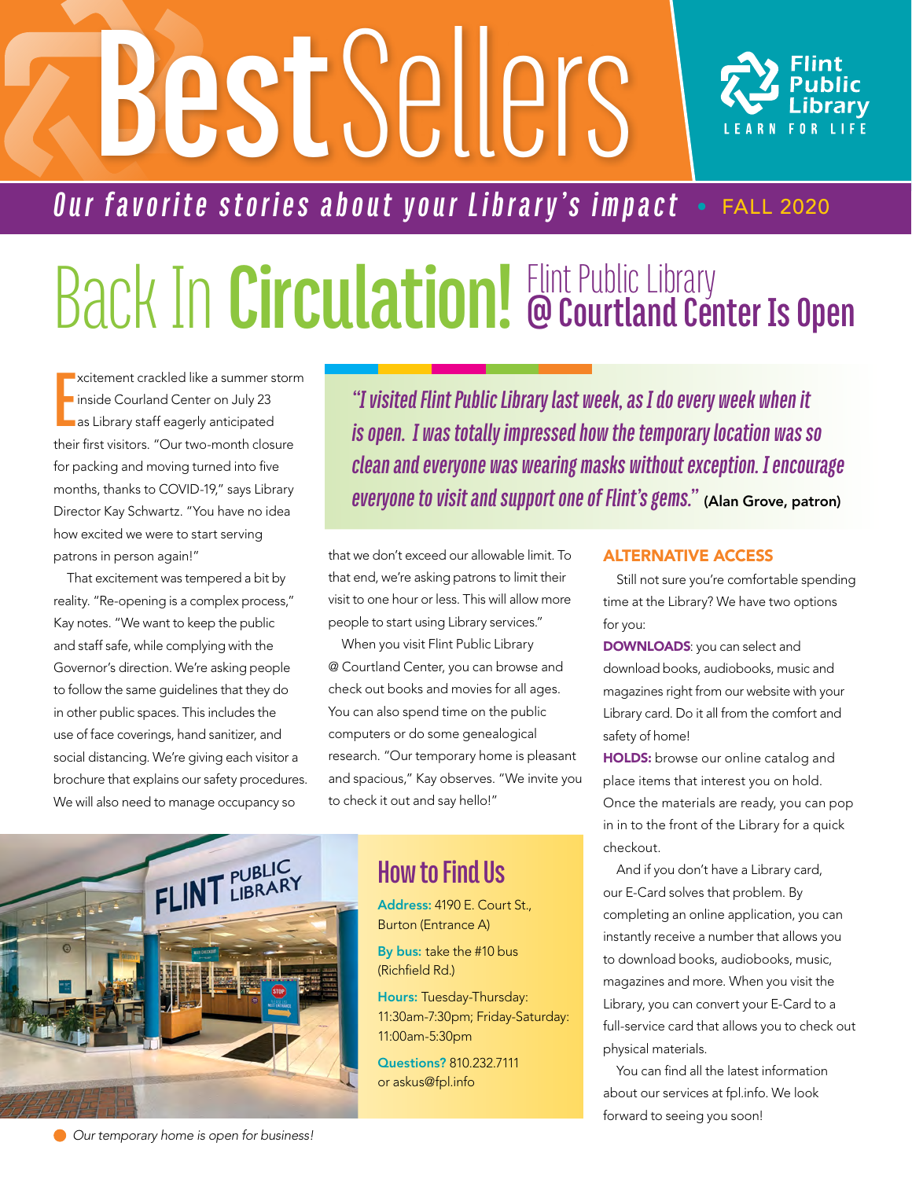# Best Sellers

Flint Public Library
LEARN FOR LIFE

*Our favorite stories about your Library's impact* • FALL 2020

# Back In Circulation! Flint Public Library @ Courtland Center Is Open

Excitement crackled like a summer storm inside Courland Center on July 23 as Library staff eagerly anticipated their first visitors. "Our two-month closure for packing and moving turned into five months, thanks to COVID-19," says Library Director Kay Schwartz. "You have no idea how excited we were to start serving patrons in person again!"

That excitement was tempered a bit by reality. "Re-opening is a complex process," Kay notes. "We want to keep the public and staff safe, while complying with the Governor's direction. We're asking people to follow the same guidelines that they do in other public spaces. This includes the use of face coverings, hand sanitizer, and social distancing. We're giving each visitor a brochure that explains our safety procedures. We will also need to manage occupancy so that we don't exceed our allowable limit. To that end, we're asking patrons to limit their visit to one hour or less. This will allow more people to start using Library services."

*"I visited Flint Public Library last week, as I do every week when it is open. I was totally impressed how the temporary location was so clean and everyone was wearing masks without exception. I encourage everyone to visit and support one of Flint's gems."* **(Alan Grove, patron)**

When you visit Flint Public Library @ Courtland Center, you can browse and check out books and movies for all ages. You can also spend time on the public computers or do some genealogical research. "Our temporary home is pleasant and spacious," Kay observes. "We invite you to check it out and say hello!"

## How to Find Us

**Address:** 4190 E. Court St., Burton (Entrance A)

**By bus:** take the #10 bus (Richfield Rd.)

**Hours:** Tuesday-Thursday: 11:30am-7:30pm; Friday-Saturday: 11:00am-5:30pm

**Questions?** 810.232.7111 or askus@fpl.info

*Our temporary home is open for business!*

## ALTERNATIVE ACCESS

Still not sure you're comfortable spending time at the Library? We have two options for you:

**DOWNLOADS**: you can select and download books, audiobooks, music and magazines right from our website with your Library card. Do it all from the comfort and safety of home!

**HOLDS:** browse our online catalog and place items that interest you on hold. Once the materials are ready, you can pop in in to the front of the Library for a quick checkout.

And if you don't have a Library card, our E-Card solves that problem. By completing an online application, you can instantly receive a number that allows you to download books, audiobooks, music, magazines and more. When you visit the Library, you can convert your E-Card to a full-service card that allows you to check out physical materials.

You can find all the latest information about our services at fpl.info. We look forward to seeing you soon!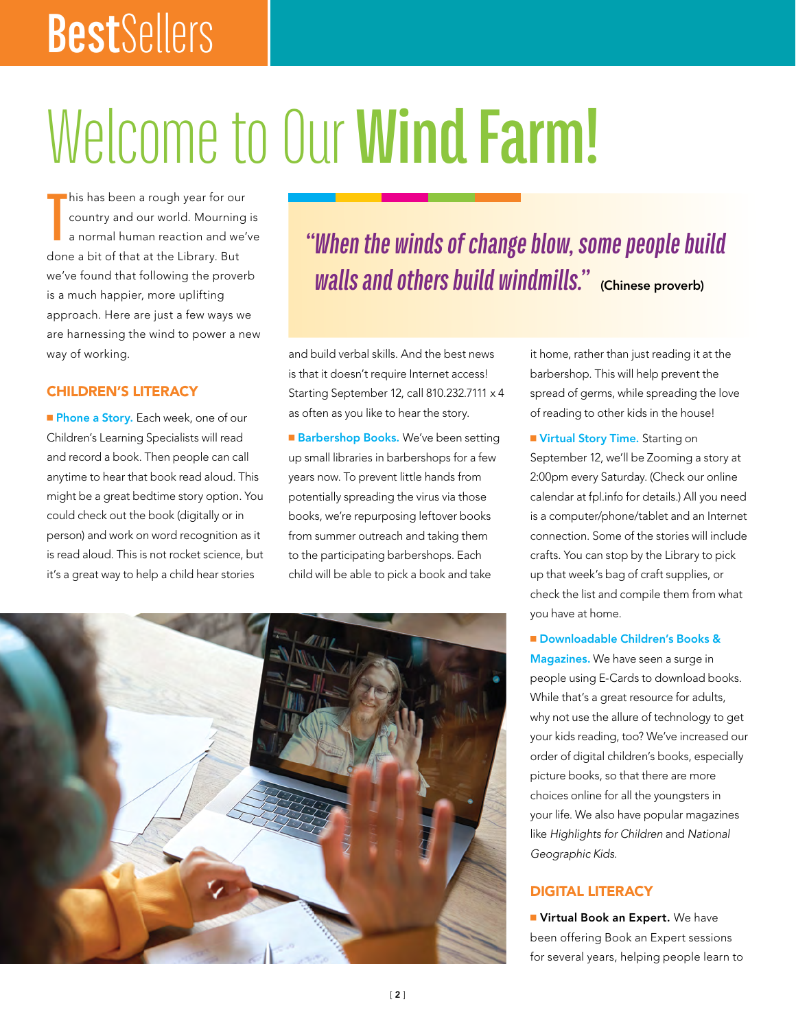# Welcome to Our **Wind Farm!**

This has been a rough year for our country and our world. Mourning is a normal human reaction and we've done a bit of that at the Library. But we've found that following the proverb is a much happier, more uplifting approach. Here are just a few ways we are harnessing the wind to power a new way of working.

> *"When the winds of change blow, some people build walls and others build windmills."* (Chinese proverb)

## CHILDREN'S LITERACY

■ **Phone a Story.** Each week, one of our Children's Learning Specialists will read and record a book. Then people can call anytime to hear that book read aloud. This might be a great bedtime story option. You could check out the book (digitally or in person) and work on word recognition as it is read aloud. This is not rocket science, but it's a great way to help a child hear stories and build verbal skills. And the best news is that it doesn't require Internet access! Starting September 12, call 810.232.7111 x 4 as often as you like to hear the story.

■ **Barbershop Books.** We've been setting up small libraries in barbershops for a few years now. To prevent little hands from potentially spreading the virus via those books, we're repurposing leftover books from summer outreach and taking them to the participating barbershops. Each child will be able to pick a book and take it home, rather than just reading it at the barbershop. This will help prevent the spread of germs, while spreading the love of reading to other kids in the house!

■ **Virtual Story Time.** Starting on September 12, we'll be Zooming a story at 2:00pm every Saturday. (Check our online calendar at fpl.info for details.) All you need is a computer/phone/tablet and an Internet connection. Some of the stories will include crafts. You can stop by the Library to pick up that week's bag of craft supplies, or check the list and compile them from what you have at home.

■ **Downloadable Children's Books & Magazines.** We have seen a surge in people using E-Cards to download books. While that's a great resource for adults, why not use the allure of technology to get your kids reading, too? We've increased our order of digital children's books, especially picture books, so that there are more choices online for all the youngsters in your life. We also have popular magazines like *Highlights for Children* and *National Geographic Kids*.

## DIGITAL LITERACY

■ **Virtual Book an Expert.** We have been offering Book an Expert sessions for several years, helping people learn to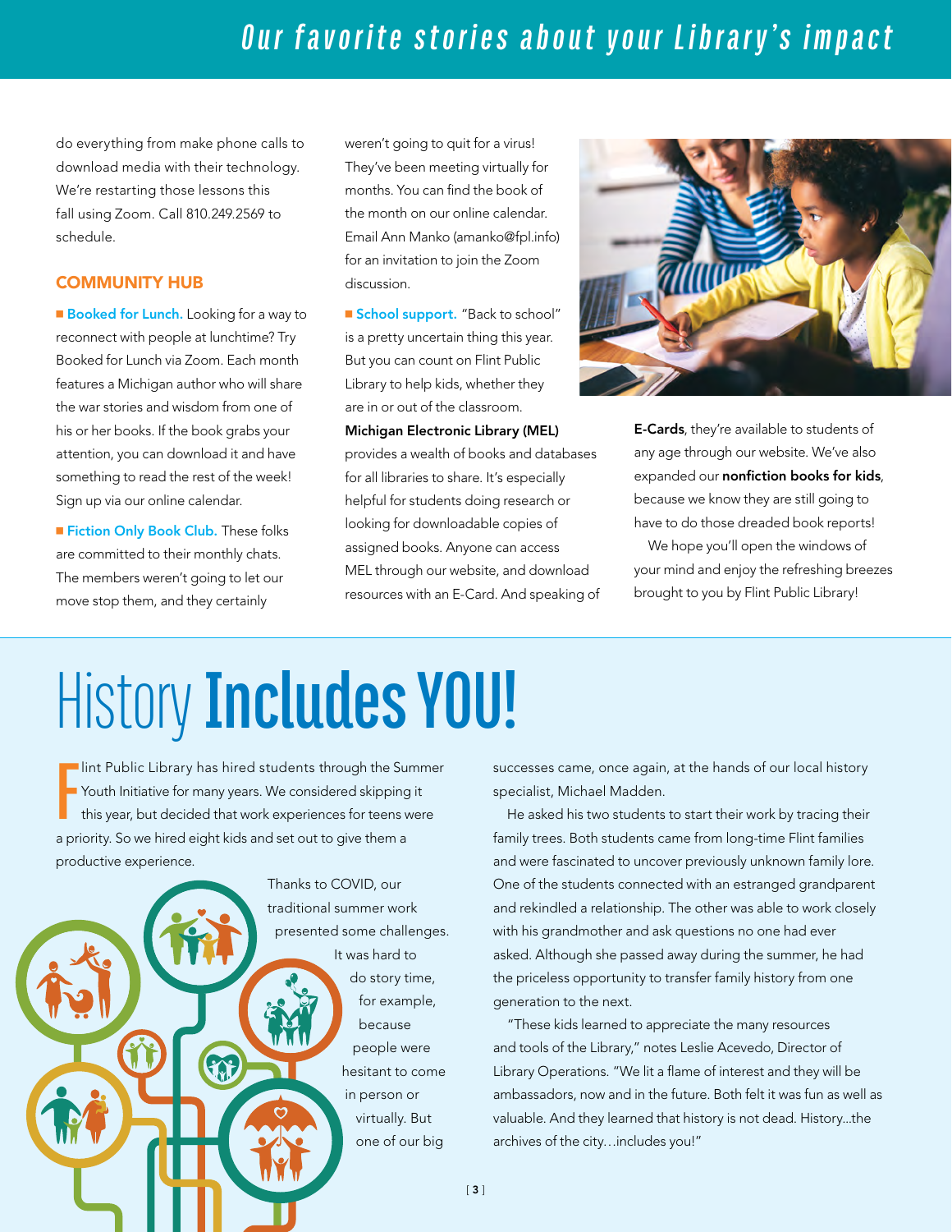do everything from make phone calls to download media with their technology. We're restarting those lessons this fall using Zoom. Call 810.249.2569 to schedule.

## COMMUNITY HUB

**Booked for Lunch.** Looking for a way to reconnect with people at lunchtime? Try Booked for Lunch via Zoom. Each month features a Michigan author who will share the war stories and wisdom from one of his or her books. If the book grabs your attention, you can download it and have something to read the rest of the week! Sign up via our online calendar.

**Fiction Only Book Club.** These folks are committed to their monthly chats. The members weren't going to let our move stop them, and they certainly weren't going to quit for a virus! They've been meeting virtually for months. You can find the book of the month on our online calendar. Email Ann Manko (amanko@fpl.info) for an invitation to join the Zoom discussion.

**School support.** "Back to school" is a pretty uncertain thing this year. But you can count on Flint Public Library to help kids, whether they are in or out of the classroom. **Michigan Electronic Library (MEL)** provides a wealth of books and databases for all libraries to share. It's especially helpful for students doing research or looking for downloadable copies of assigned books. Anyone can access MEL through our website, and download resources with an E-Card. And speaking of **E-Cards**, they're available to students of any age through our website. We've also expanded our **nonfiction books for kids**, because we know they are still going to have to do those dreaded book reports!

We hope you'll open the windows of your mind and enjoy the refreshing breezes brought to you by Flint Public Library!

# History **Includes YOU!**

Flint Public Library has hired students through the Summer Youth Initiative for many years. We considered skipping it this year, but decided that work experiences for teens were a priority. So we hired eight kids and set out to give them a productive experience.

Thanks to COVID, our traditional summer work presented some challenges. It was hard to do story time, for example, because people were hesitant to come in person or virtually. But one of our big successes came, once again, at the hands of our local history specialist, Michael Madden.

He asked his two students to start their work by tracing their family trees. Both students came from long-time Flint families and were fascinated to uncover previously unknown family lore. One of the students connected with an estranged grandparent and rekindled a relationship. The other was able to work closely with his grandmother and ask questions no one had ever asked. Although she passed away during the summer, he had the priceless opportunity to transfer family history from one generation to the next.

"These kids learned to appreciate the many resources and tools of the Library," notes Leslie Acevedo, Director of Library Operations. "We lit a flame of interest and they will be ambassadors, now and in the future. Both felt it was fun as well as valuable. And they learned that history is not dead. History...the archives of the city…includes you!"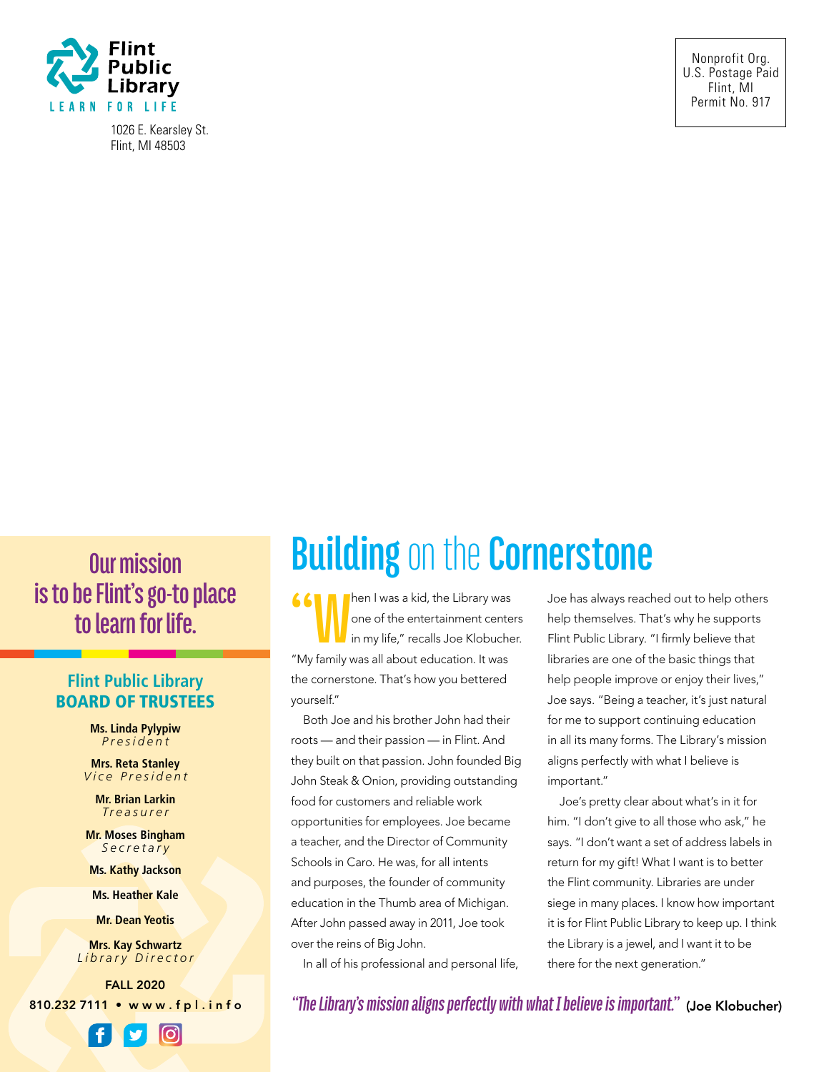Flint Public Library

LEARN FOR LIFE

1026 E. Kearsley St.
Flint, MI 48503

Nonprofit Org.
U.S. Postage Paid
Flint, MI
Permit No. 917

## Our mission is to be Flint's go-to place to learn for life.

### Flint Public Library BOARD OF TRUSTEES

**Ms. Linda Pylypiw**
*President*

**Mrs. Reta Stanley**
*Vice President*

**Mr. Brian Larkin**
*Treasurer*

**Mr. Moses Bingham**
*Secretary*

**Ms. Kathy Jackson**

**Ms. Heather Kale**

**Mr. Dean Yeotis**

**Mrs. Kay Schwartz**
*Library Director*

**FALL 2020**

**810.232 7111 • www.fpl.info**

# Building on the Cornerstone

"When I was a kid, the Library was one of the entertainment centers in my life," recalls Joe Klobucher. "My family was all about education. It was the cornerstone. That's how you bettered yourself."

Both Joe and his brother John had their roots — and their passion — in Flint. And they built on that passion. John founded Big John Steak & Onion, providing outstanding food for customers and reliable work opportunities for employees. Joe became a teacher, and the Director of Community Schools in Caro. He was, for all intents and purposes, the founder of community education in the Thumb area of Michigan. After John passed away in 2011, Joe took over the reins of Big John.

In all of his professional and personal life, Joe has always reached out to help others help themselves. That's why he supports Flint Public Library. "I firmly believe that libraries are one of the basic things that help people improve or enjoy their lives," Joe says. "Being a teacher, it's just natural for me to support continuing education in all its many forms. The Library's mission aligns perfectly with what I believe is important."

Joe's pretty clear about what's in it for him. "I don't give to all those who ask," he says. "I don't want a set of address labels in return for my gift! What I want is to better the Flint community. Libraries are under siege in many places. I know how important it is for Flint Public Library to keep up. I think the Library is a jewel, and I want it to be there for the next generation."

*"The Library's mission aligns perfectly with what I believe is important."* **(Joe Klobucher)**